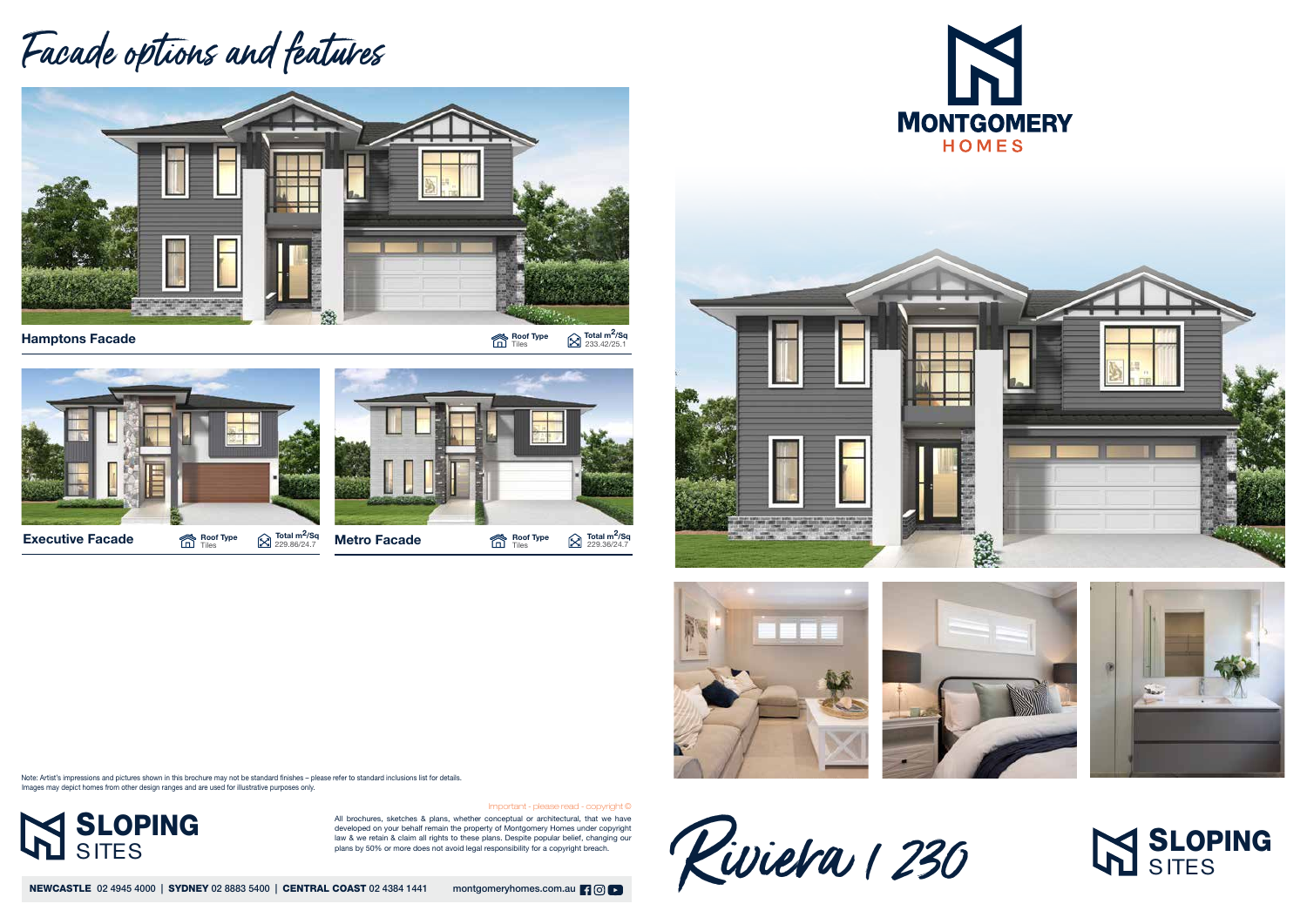# Facade options and features

**Hamptons Facade**

Roof Type: Tiles | Total $m^2$/Sq: 233.42/25.1

**Executive Facade**

Roof Type: Tiles | Total $m^2$/Sq: 229.86/24.7

**Metro Facade**

Roof Type: Tiles | Total $m^2$/Sq: 229.36/24.7

Note: Artist's impressions and pictures shown in this brochure may not be standard finishes – please refer to standard inclusions list for details.
Images may depict homes from other design ranges and are used for illustrative purposes only.

**SLOPING SITES**

Important - please read - copyright ©

All brochures, sketches & plans, whether conceptual or architectural, that we have developed on your behalf remain the property of Montgomery Homes under copyright law & we retain & claim all rights to these plans. Despite popular belief, changing our plans by 50% or more does not avoid legal responsibility for a copyright breach.

**NEWCASTLE** 02 4945 4000 | **SYDNEY** 02 8883 5400 | **CENTRAL COAST** 02 4384 1441    montgomeryhomes.com.au

**MONTGOMERY HOMES**

# Riviera | 230

**SLOPING SITES**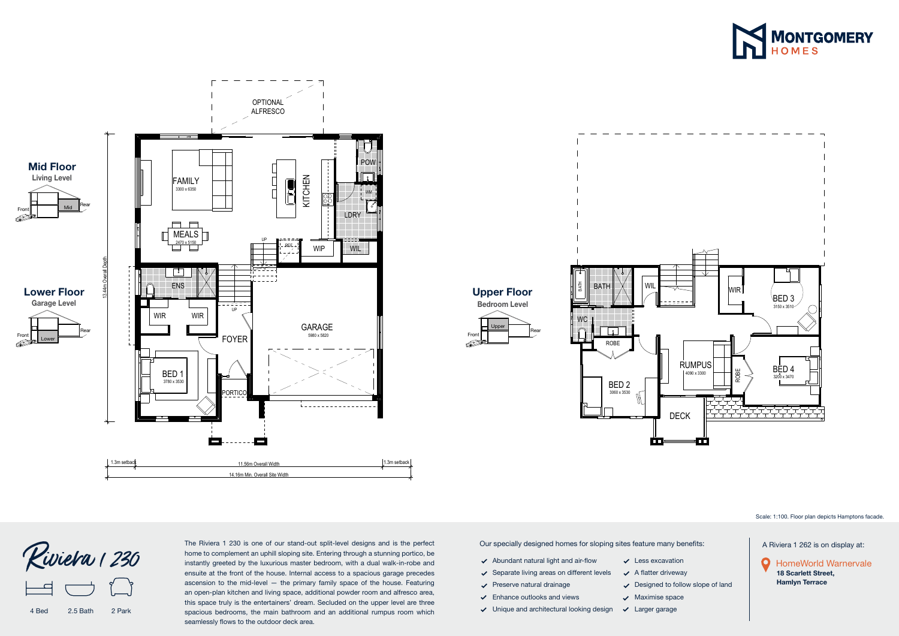MONTGOMERY HOMES

## Mid Floor
Living Level

Front
Mid
Rear

## Lower Floor
Garage Level

Front
Lower
Rear

OPTIONAL ALFRESCO

FAMILY
3300 x 6350

MEALS
2470 x 5150

KITCHEN

POW

WM

LDRY

UP

REF

WIP

WIL

ENS

WIR

WIR

UP

FOYER

GARAGE
5980 x 5820

BED 1
3780 x 3530

PORTICO

13.44m Overall Depth

1.3m setback

11.56m Overall Width

1.3m setback

14.16m Min. Overall Site Width

## Upper Floor
Bedroom Level

Front
Upper
Rear

BATH

BATH

WIL

WIR

BED 3
3150 x 3510

WC

ROBE

RUMPUS
4090 x 3300

ROBE

BED 4
3200 x 3470

BED 2
3060 x 3530

DECK

Scale: 1:100. Floor plan depicts Hamptons facade.

# Riviera 1 230

4 Bed | 2.5 Bath | 2 Park

The Riviera 1 230 is one of our stand-out split-level designs and is the perfect home to complement an uphill sloping site. Entering through a stunning portico, be instantly greeted by the luxurious master bedroom, with a dual walk-in-robe and ensuite at the front of the house. Internal access to a spacious garage precedes ascension to the mid-level — the primary family space of the house. Featuring an open-plan kitchen and living space, additional powder room and alfresco area, this space truly is the entertainers' dream. Secluded on the upper level are three spacious bedrooms, the main bathroom and an additional rumpus room which seamlessly flows to the outdoor deck area.

Our specially designed homes for sloping sites feature many benefits:

- Abundant natural light and air-flow
- Separate living areas on different levels
- Preserve natural drainage
- Enhance outlooks and views
- Unique and architectural looking design
- Less excavation
- A flatter driveway
- Designed to follow slope of land
- Maximise space
- Larger garage

A Riviera 1 262 is on display at:

HomeWorld Warnervale
**18 Scarlett Street, Hamlyn Terrace**